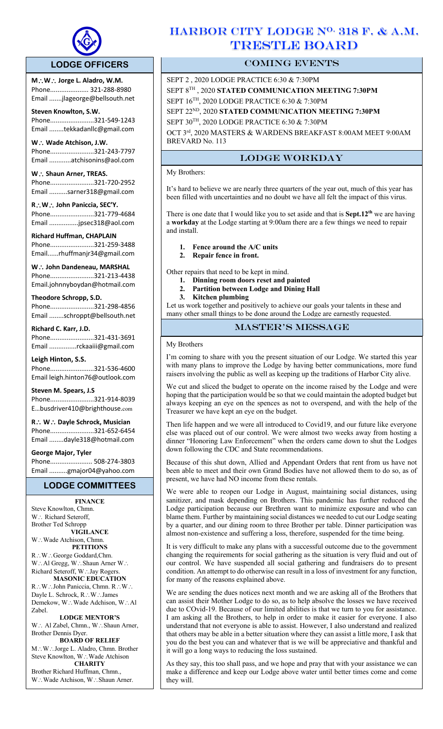# HARBOR CITY LODGE No. 318 F. & A.M. TRESTLE BOARD

## LODGE OFFICERS

**M∴W∴ Jorge L. Aladro, W.M.**
Phone..................... 321-288-8980
Email .......jlageorge@bellsouth.net

**Steven Knowlton, S.W.**
Phone........................321-549-1243
Email ........tekkadanllc@gmail.com

**W∴ Wade Atchison, J.W.**
Phone........................321-243-7797
Email ............atchisonins@aol.com

**W∴ Shaun Arner, TREAS.**
Phone........................321-720-2952
Email ..........sarner318@gmail.com

**R∴W∴ John Paniccia, SEC'Y.**
Phone........................321-779-4684
Email ................jpsec318@aol.com

**Richard Huffman, CHAPLAIN**
Phone........................321-259-3488
Email......rhuffmanjr34@gmail.com

**W∴ John Dandeneau, MARSHAL**
Phone........................321-213-4438
Email.johnnyboydan@hotmail.com

**Theodore Schropp, S.D.**
Phone........................321-298-4856
Email ........schroppt@bellsouth.net

**Richard C. Karr, J.D.**
Phone........................321-431-3691
Email ...............rckaaiii@gmail.com

**Leigh Hinton, S.S.**
Phone........................321-536-4600
Email leigh.hinton76@outlook.com

**Steven M. Spears, J.S**
Phone........................321-914-8039
E...busdriver410@brighthouse.com

**R∴ W∴ Dayle Schrock, Musician**
Phone........................321-652-6454
Email ........dayle318@hotmail.com

**George Major, Tyler**
Phone....................... 508-274-3803
Email ..........gmajor04@yahoo.com

## LODGE COMMITTEES

**FINANCE**
Steve Knowlton, Chmn.
W∴ Richard Seteroff,
Brother Ted Schropp

**VIGILANCE**
W∴Wade Atchison, Chmn.

**PETITIONS**
R∴W∴George Goddard,Chm.
W∴Al Gregg, W∴Shaun Arner W∴
Richard Seteroff, W∴Jay Rogers.

**MASONIC EDUCATION**
R∴W∴John Paniccia, Chmn. R∴W∴
Dayle L. Schrock, R∴W∴James
Demekow, W∴Wade Adchison, W∴Al
Zabel.

**LODGE MENTOR'S**
W∴ Al Zabel, Chmn., W∴Shaun Arner,
Brother Dennis Dyer.

**BOARD OF RELIEF**
M∴W∴Jorge L. Aladro, Chmn. Brother
Steve Knowlton, W∴Wade Atchison

**CHARITY**
Brother Richard Huffman, Chmn.,
W∴Wade Atchison, W∴Shaun Arner.

## COMING EVENTS

SEPT 2 , 2020 LODGE PRACTICE 6:30 & 7:30PM

SEPT 8TH , 2020 **STATED COMMUNICATION MEETING 7:30PM**

SEPT 16TH, 2020 LODGE PRACTICE 6:30 & 7:30PM

SEPT 22ND, 2020 **STATED COMMUNICATION MEETING 7:30PM**

SEPT 30TH, 2020 LODGE PRACTICE 6:30 & 7:30PM

OCT 3rd, 2020 MASTERS & WARDENS BREAKFAST 8:00AM MEET 9:00AM BREVARD No. 113

## LODGE WORKDAY

My Brothers:

It's hard to believe we are nearly three quarters of the year out, much of this year has been filled with uncertainties and no doubt we have all felt the impact of this virus.

There is one date that I would like you to set aside and that is **Sept.12th** we are having a **workday** at the Lodge starting at 9:00am there are a few things we need to repair and install.

1. **Fence around the A/C units**
2. **Repair fence in front.**

Other repairs that need to be kept in mind.

1. **Dinning room doors reset and painted**
2. **Partition between Lodge and Dining Hall**
3. **Kitchen plumbing**

Let us work together and positively to achieve our goals your talents in these and many other small things to be done around the Lodge are earnestly requested.

## MASTER'S MESSAGE

My Brothers

I'm coming to share with you the present situation of our Lodge. We started this year with many plans to improve the Lodge by having better communications, more fund raisers involving the public as well as keeping up the traditions of Harbor City alive.

We cut and sliced the budget to operate on the income raised by the Lodge and were hoping that the participation would be so that we could maintain the adopted budget but always keeping an eye on the spences as not to overspend, and with the help of the Treasurer we have kept an eye on the budget.

Then life happen and we were all introduced to Covid19, and our future like everyone else was placed out of our control. We were almost two weeks away from hosting a dinner "Honoring Law Enforcement" when the orders came down to shut the Lodges down following the CDC and State recommendations.

Because of this shut down, Allied and Appendant Orders that rent from us have not been able to meet and their own Grand Bodies have not allowed them to do so, as of present, we have had NO income from these rentals.

We were able to reopen our Lodge in August, maintaining social distances, using sanitizer, and mask depending on Brothers. This pandemic has further reduced the Lodge participation because our Brethren want to minimize exposure and who can blame them. Further by maintaining social distances we needed to cut our Lodge seating by a quarter, and our dining room to three Brother per table. Dinner participation was almost non-existence and suffering a loss, therefore, suspended for the time being.

It is very difficult to make any plans with a successful outcome due to the government changing the requirements for social gathering as the situation is very fluid and out of our control. We have suspended all social gathering and fundraisers do to present condition. An attempt to do otherwise can result in a loss of investment for any function, for many of the reasons explained above.

We are sending the dues notices next month and we are asking all of the Brothers that can assist their Mother Lodge to do so, as to help absolve the losses we have received due to COvid-19. Because of our limited abilities is that we turn to you for assistance. I am asking all the Brothers, to help in order to make it easier for everyone. I also understand that not everyone is able to assist. However, I also understand and realized that others may be able in a better situation where they can assist a little more, I ask that you do the best you can and whatever that is we will be appreciative and thankful and it will go a long ways to reducing the loss sustained.

As they say, this too shall pass, and we hope and pray that with your assistance we can make a difference and keep our Lodge above water until better times come and come they will.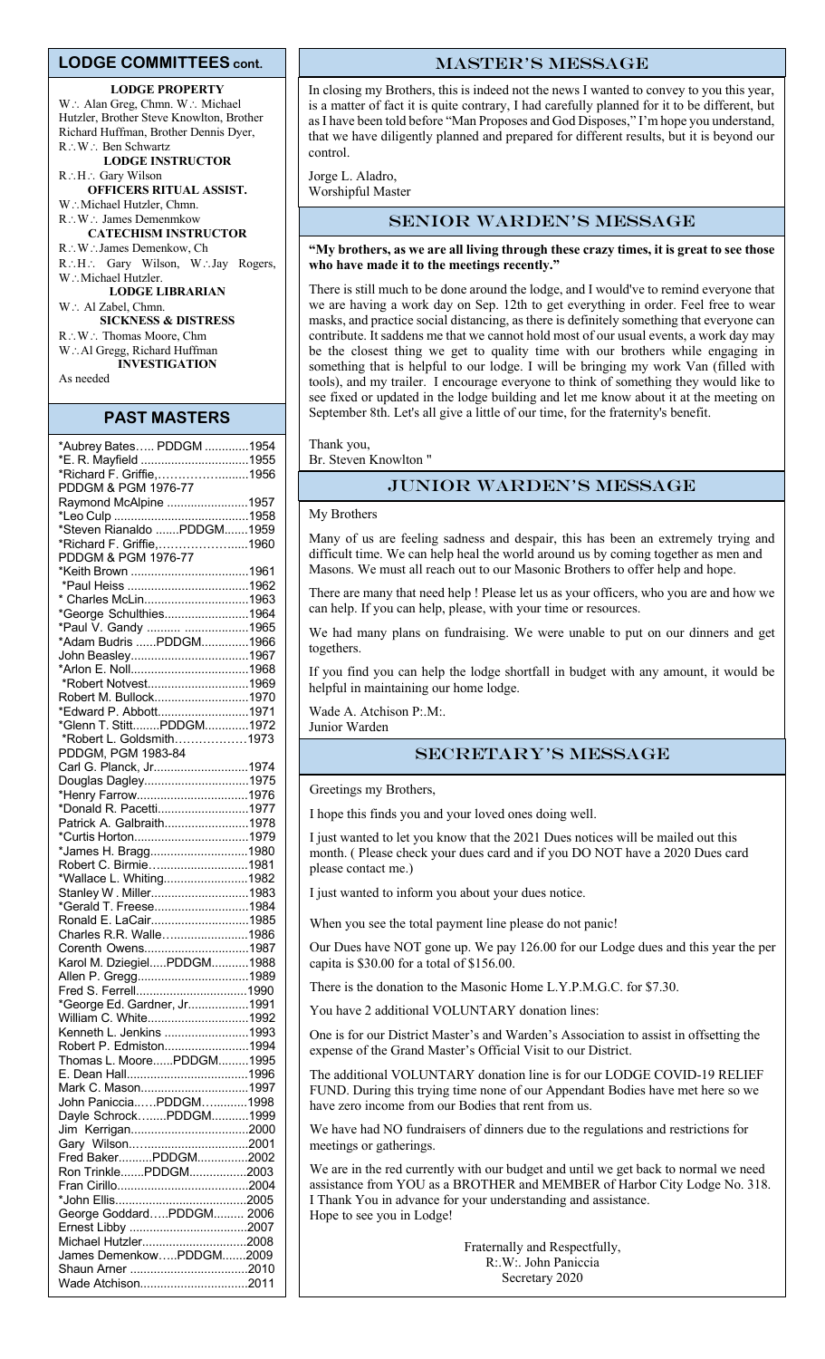## LODGE COMMITTEES cont.

**LODGE PROPERTY**

W∴ Alan Greg, Chmn. W∴ Michael Hutzler, Brother Steve Knowlton, Brother Richard Huffman, Brother Dennis Dyer, R∴W∴ Ben Schwartz

**LODGE INSTRUCTOR**

R∴H∴ Gary Wilson

**OFFICERS RITUAL ASSIST.**

W∴Michael Hutzler, Chmn.
R∴W∴ James Demenmkow

**CATECHISM INSTRUCTOR**

R∴W∴James Demenkow, Ch
R∴H∴ Gary Wilson, W∴Jay Rogers, W∴Michael Hutzler.

**LODGE LIBRARIAN**

W∴ Al Zabel, Chmn.

**SICKNESS & DISTRESS**

R∴W∴ Thomas Moore, Chm
W∴Al Gregg, Richard Huffman

**INVESTIGATION**

As needed

## PAST MASTERS

*Aubrey Bates….. PDDGM .............1954
*E. R. Mayfield ................................1955
*Richard F. Griffie,……………..........1956
PDDGM & PGM 1976-77
Raymond McAlpine ........................1957
*Leo Culp ........................................1958
*Steven Rianaldo .......PDDGM.......1959
*Richard F. Griffie,……………….....1960
PDDGM & PGM 1976-77
*Keith Brown ...................................1961
*Paul Heiss .....................................1962
* Charles McLin...............................1963
*George Schulthies.........................1964
*Paul V. Gandy .......... ...................1965
*Adam Budris ......PDDGM..............1966
John Beasley...................................1967
*Arlon E. Noll...................................1968
*Robert Notvest..............................1969
Robert M. Bullock............................1970
*Edward P. Abbott...........................1971
*Glenn T. Stitt........PDDGM.............1972
*Robert L. Goldsmith………………1973
PDDGM, PGM 1983-84
Carl G. Planck, Jr............................1974
Douglas Dagley...............................1975
*Henry Farrow.................................1976
*Donald R. Pacetti...........................1977
Patrick A. Galbraith.........................1978
*Curtis Horton..................................1979
*James H. Bragg.............................1980
Robert C. Birmie…..........................1981
*Wallace L. Whiting.........................1982
Stanley W . Miller.............................1983
*Gerald T. Freese............................1984
Ronald E. LaCair.............................1985
Charles R.R. Walle….......................1986
Corenth Owens................................1987
Karol M. Dziegiel.....PDDGM...........1988
Allen P. Gregg.................................1989
Fred S. Ferrell.................................1990
*George Ed. Gardner, Jr..................1991
William C. White..............................1992
Kenneth L. Jenkins .........................1993
Robert P. Edmiston..........................1994
Thomas L. Moore......PDDGM.........1995
E. Dean Hall....................................1996
Mark C. Mason................................1997
John Paniccia……PDDGM…..........1998
Dayle Schrock........PDDGM...........1999
Jim Kerrigan....................................2000
Gary Wilson.…................................2001
Fred Baker..........PDDGM...............2002
Ron Trinkle.......PDDGM.................2003
Fran Cirillo.......................................2004
*John Ellis........................................2005
George Goddard…..PDDGM......... 2006
Ernest Libby ...................................2007
Michael Hutzler...............................2008
James Demenkow…..PDDGM.......2009
Shaun Arner ...................................2010
Wade Atchison................................2011

## MASTER'S MESSAGE

In closing my Brothers, this is indeed not the news I wanted to convey to you this year, is a matter of fact it is quite contrary, I had carefully planned for it to be different, but as I have been told before "Man Proposes and God Disposes," I'm hope you understand, that we have diligently planned and prepared for different results, but it is beyond our control.

Jorge L. Aladro,
Worshipful Master

## SENIOR WARDEN'S MESSAGE

**"My brothers, as we are all living through these crazy times, it is great to see those who have made it to the meetings recently."**

There is still much to be done around the lodge, and I would've to remind everyone that we are having a work day on Sep. 12th to get everything in order. Feel free to wear masks, and practice social distancing, as there is definitely something that everyone can contribute. It saddens me that we cannot hold most of our usual events, a work day may be the closest thing we get to quality time with our brothers while engaging in something that is helpful to our lodge. I will be bringing my work Van (filled with tools), and my trailer. I encourage everyone to think of something they would like to see fixed or updated in the lodge building and let me know about it at the meeting on September 8th. Let's all give a little of our time, for the fraternity's benefit.

Thank you,
Br. Steven Knowlton "

## JUNIOR WARDEN'S MESSAGE

My Brothers

Many of us are feeling sadness and despair, this has been an extremely trying and difficult time. We can help heal the world around us by coming together as men and Masons. We must all reach out to our Masonic Brothers to offer help and hope.

There are many that need help ! Please let us as your officers, who you are and how we can help. If you can help, please, with your time or resources.

We had many plans on fundraising. We were unable to put on our dinners and get togethers.

If you find you can help the lodge shortfall in budget with any amount, it would be helpful in maintaining our home lodge.

Wade A. Atchison P:.M:.
Junior Warden

## SECRETARY'S MESSAGE

Greetings my Brothers,

I hope this finds you and your loved ones doing well.

I just wanted to let you know that the 2021 Dues notices will be mailed out this month. ( Please check your dues card and if you DO NOT have a 2020 Dues card please contact me.)

I just wanted to inform you about your dues notice.

When you see the total payment line please do not panic!

Our Dues have NOT gone up. We pay 126.00 for our Lodge dues and this year the per capita is $30.00 for a total of $156.00.

There is the donation to the Masonic Home L.Y.P.M.G.C. for $7.30.

You have 2 additional VOLUNTARY donation lines:

One is for our District Master's and Warden's Association to assist in offsetting the expense of the Grand Master's Official Visit to our District.

The additional VOLUNTARY donation line is for our LODGE COVID-19 RELIEF FUND. During this trying time none of our Appendant Bodies have met here so we have zero income from our Bodies that rent from us.

We have had NO fundraisers of dinners due to the regulations and restrictions for meetings or gatherings.

We are in the red currently with our budget and until we get back to normal we need assistance from YOU as a BROTHER and MEMBER of Harbor City Lodge No. 318. I Thank You in advance for your understanding and assistance.
Hope to see you in Lodge!

Fraternally and Respectfully,
R:.W:. John Paniccia
Secretary 2020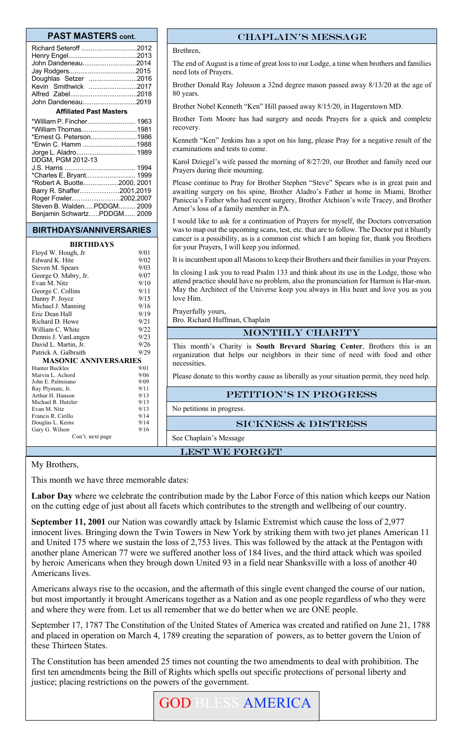## PAST MASTERS cont.

| | |
|---|---|
| Richard Seteroff | 2012 |
| Henry Engel | 2013 |
| John Dandeneau | 2014 |
| Jay Rodgers | 2015 |
| Doughlas Setzer | 2016 |
| Kevin Smithwick | 2017 |
| Alfred Zabel | 2018 |
| John Dandeneau | 2019 |

**Affiliated Past Masters**

| | |
|---|---|
| *William P. Fincher | 1963 |
| *William Thomas | 1981 |
| *Ernest G. Peterson | 1986 |
| *Erwin C. Hamm | 1988 |
| Jorge L. Aladro | 1989 |
| DDGM, PGM 2012-13 | |
| J.S. Harris | 1994 |
| *Charles E. Bryant | 1999 |
| *Robert A. Buotte | 2000, 2001 |
| Barry R. Shaffer | 2001,2019 |
| Roger Fowler | 2002,2007 |
| Steven B. Walden.....PDDGM | 2009 |
| Benjamin Schwartz.....PDDGM | 2009 |

## BIRTHDAYS/ANNIVERSARIES

**BIRTHDAYS**

| | |
|---|---|
| Floyd W. Hough, Jr | 9/01 |
| Edward K. Hite | 9/02 |
| Steven M. Spears | 9/03 |
| George O. Mabry, Jr. | 9/07 |
| Evan M. Nitz | 9/10 |
| George C. Collins | 9/11 |
| Danny P. Joyce | 9/15 |
| Michael J. Manning | 9/16 |
| Eric Dean Hall | 9/19 |
| Richard D. Howe | 9/21 |
| William C. White | 9/22 |
| Dennis J. VanLangen | 9/23 |
| David L. Martin, Jr. | 9/26 |
| Patrick A. Galbraith | 9/29 |

**MASONIC ANNIVERSARIES**

| | |
|---|---|
| Hunter Buckles | 9/01 |
| Marvin L. Achord | 9/06 |
| John E. Palmisano | 9/09 |
| Ray Plymate, Jr. | 9/11 |
| Arthur H. Hanson | 9/13 |
| Michael R. Hutzler | 9/13 |
| Evan M. Nitz | 9/13 |
| Francis R. Cirillo | 9/14 |
| Douglas L. Kerns | 9/14 |
| Gary G. Wilson | 9/16 |

Con't. next page

## CHAPLAIN'S MESSAGE

Brethren,

The end of August is a time of great loss to our Lodge, a time when brothers and families need lots of Prayers.

Brother Donald Ray Johnson a 32nd degree mason passed away 8/13/20 at the age of 80 years.

Brother Nobel Kenneth "Ken" Hill passed away 8/15/20, in Hagerstown MD.

Brother Tom Moore has had surgery and needs Prayers for a quick and complete recovery.

Kenneth "Ken" Jenkins has a spot on his lung, please Pray for a negative result of the examinations and tests to come.

Karol Dziegel's wife passed the morning of 8/27/20, our Brother and family need our Prayers during their mourning.

Please continue to Pray for Brother Stephen "Steve" Spears who is in great pain and awaiting surgery on his spine, Brother Aladro's Father at home in Miami, Brother Paniccia's Father who had recent surgery, Brother Atchison's wife Tracey, and Brother Arner's loss of a family member in PA.

I would like to ask for a continuation of Prayers for myself, the Doctors conversation was to map out the upcoming scans, test, etc. that are to follow. The Doctor put it bluntly cancer is a possibility, as is a common cist which I am hoping for, thank you Brothers for your Prayers, I will keep you informed.

It is incumbent upon all Masons to keep their Brothers and their families in your Prayers.

In closing I ask you to read Psalm 133 and think about its use in the Lodge, those who attend practice should have no problem, also the pronunciation for Harmon is Har-mon. May the Architect of the Universe keep you always in His heart and love you as you love Him.

Prayerfully yours,
Bro. Richard Huffman, Chaplain

## MONTHLY CHARITY

This month's Charity is **South Brevard Sharing Center**, Brothers this is an organization that helps our neighbors in their time of need with food and other necessities.

Please donate to this worthy cause as liberally as your situation permit, they need help.

## PETITION'S IN PROGRESS

No petitions in progress.

## SICKNESS & DISTRESS

See Chaplain's Message

## LEST WE FORGET

My Brothers,

This month we have three memorable dates:

**Labor Day** where we celebrate the contribution made by the Labor Force of this nation which keeps our Nation on the cutting edge of just about all facets which contributes to the strength and wellbeing of our country.

**September 11, 2001** our Nation was cowardly attack by Islamic Extremist which cause the loss of 2,977 innocent lives. Bringing down the Twin Towers in New York by striking them with two jet planes American 11 and United 175 where we sustain the loss of 2,753 lives. This was followed by the attack at the Pentagon with another plane American 77 were we suffered another loss of 184 lives, and the third attack which was spoiled by heroic Americans when they brough down United 93 in a field near Shanksville with a loss of another 40 Americans lives.

Americans always rise to the occasion, and the aftermath of this single event changed the course of our nation, but most importantly it brought Americans together as a Nation and as one people regardless of who they were and where they were from. Let us all remember that we do better when we are ONE people.

September 17, 1787 The Constitution of the United States of America was created and ratified on June 21, 1788 and placed in operation on March 4, 1789 creating the separation of powers, as to better govern the Union of these Thirteen States.

The Constitution has been amended 25 times not counting the two amendments to deal with prohibition. The first ten amendments being the Bill of Rights which spells out specific protections of personal liberty and justice; placing restrictions on the powers of the government.

GOD BLESS AMERICA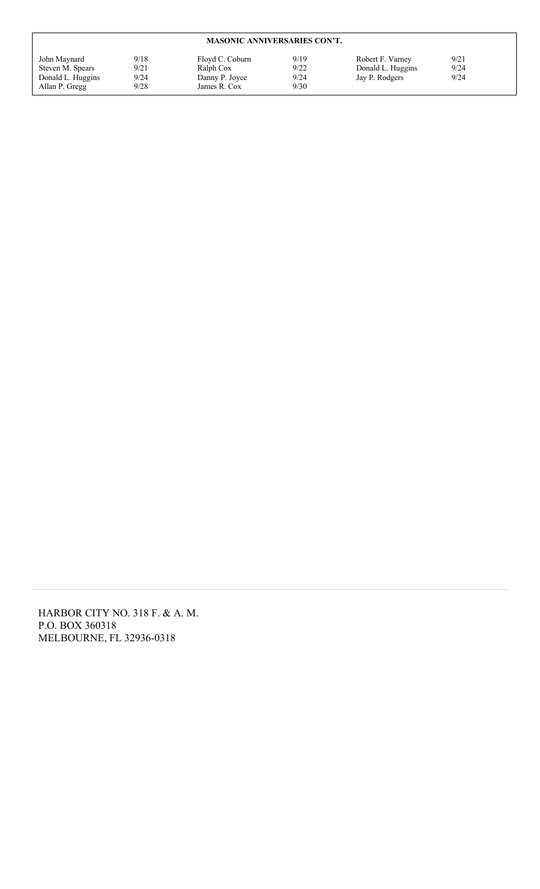**MASONIC ANNIVERSARIES CON'T.**

| | | | | | |
|---|---|---|---|---|---|
| John Maynard | 9/18 | Floyd C. Coburn | 9/19 | Robert F. Varney | 9/21 |
| Steven M. Spears | 9/21 | Ralph Cox | 9/22 | Donald L. Huggins | 9/24 |
| Donald L. Huggins | 9/24 | Danny P. Joyce | 9/24 | Jay P. Rodgers | 9/24 |
| Allan P. Gregg | 9/28 | James R. Cox | 9/30 | | |

HARBOR CITY NO. 318 F. & A. M.
P.O. BOX 360318
MELBOURNE, FL 32936-0318